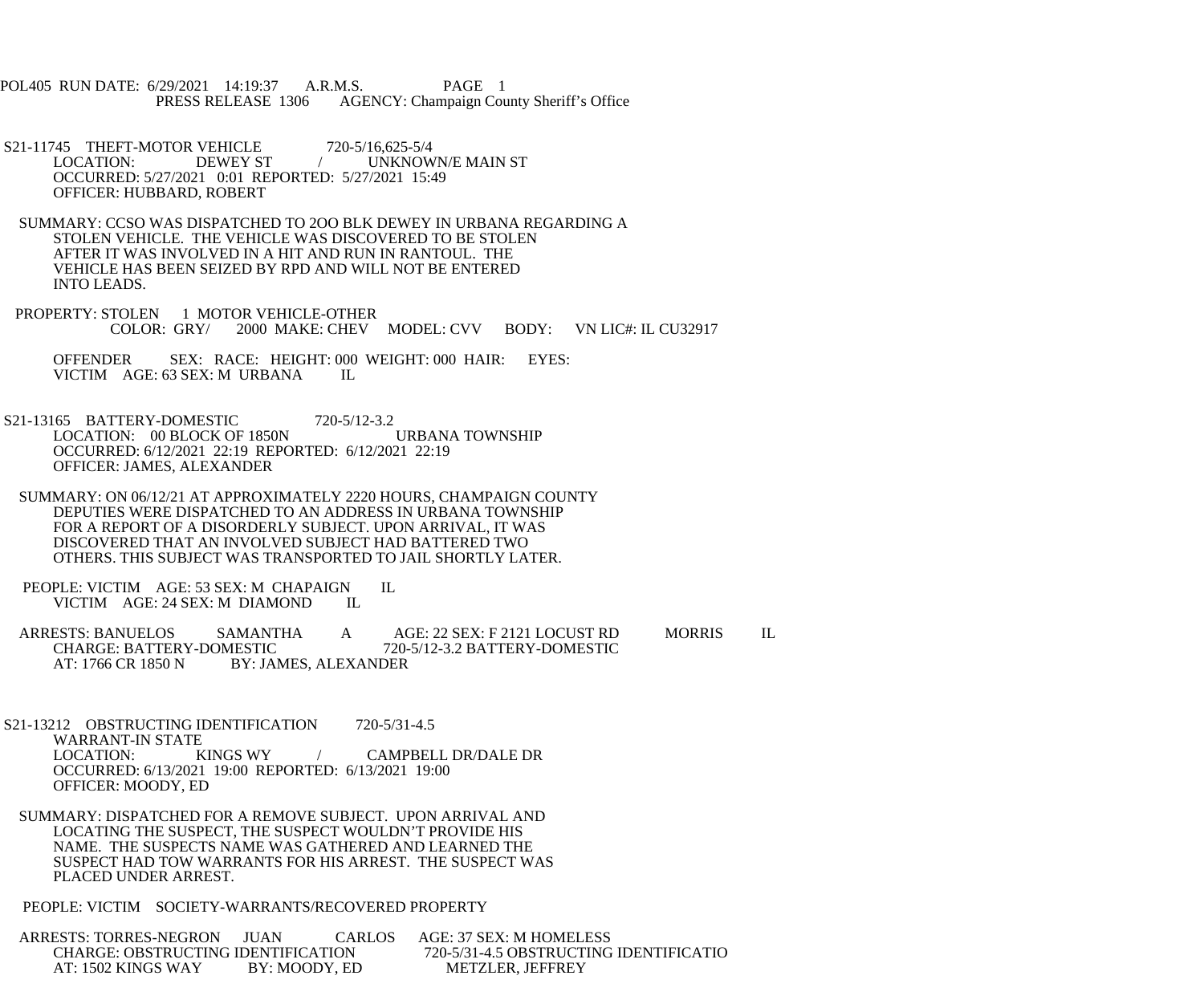POL405 RUN DATE: 6/29/2021 14:19:37 A.R.M.S. PAGE 1
PRESS RELEASE 1306 AGENCY: Champaign County Sheriff's Office

S21-11745 THEFT-MOTOR VEHICLE 720-5/16,625-5/4
LOCATION: DEWEY ST / UNKNOWN/E MAIN ST
OCCURRED: 5/27/2021 0:01 REPORTED: 5/27/2021 15:49
OFFICER: HUBBARD, ROBERT

SUMMARY: CCSO WAS DISPATCHED TO 2OO BLK DEWEY IN URBANA REGARDING A STOLEN VEHICLE. THE VEHICLE WAS DISCOVERED TO BE STOLEN AFTER IT WAS INVOLVED IN A HIT AND RUN IN RANTOUL. THE VEHICLE HAS BEEN SEIZED BY RPD AND WILL NOT BE ENTERED INTO LEADS.

PROPERTY: STOLEN 1 MOTOR VEHICLE-OTHER
COLOR: GRY/ 2000 MAKE: CHEV MODEL: CVV BODY: VN LIC#: IL CU32917

OFFENDER SEX: RACE: HEIGHT: 000 WEIGHT: 000 HAIR: EYES:
VICTIM AGE: 63 SEX: M URBANA IL

S21-13165 BATTERY-DOMESTIC 720-5/12-3.2
LOCATION: 00 BLOCK OF 1850N URBANA TOWNSHIP
OCCURRED: 6/12/2021 22:19 REPORTED: 6/12/2021 22:19
OFFICER: JAMES, ALEXANDER

SUMMARY: ON 06/12/21 AT APPROXIMATELY 2220 HOURS, CHAMPAIGN COUNTY DEPUTIES WERE DISPATCHED TO AN ADDRESS IN URBANA TOWNSHIP FOR A REPORT OF A DISORDERLY SUBJECT. UPON ARRIVAL, IT WAS DISCOVERED THAT AN INVOLVED SUBJECT HAD BATTERED TWO OTHERS. THIS SUBJECT WAS TRANSPORTED TO JAIL SHORTLY LATER.

PEOPLE: VICTIM AGE: 53 SEX: M CHAPAIGN IL
VICTIM AGE: 24 SEX: M DIAMOND IL

ARRESTS: BANUELOS SAMANTHA A AGE: 22 SEX: F 2121 LOCUST RD MORRIS IL
CHARGE: BATTERY-DOMESTIC 720-5/12-3.2 BATTERY-DOMESTIC
AT: 1766 CR 1850 N BY: JAMES, ALEXANDER

S21-13212 OBSTRUCTING IDENTIFICATION 720-5/31-4.5
WARRANT-IN STATE
LOCATION: KINGS WY / CAMPBELL DR/DALE DR
OCCURRED: 6/13/2021 19:00 REPORTED: 6/13/2021 19:00
OFFICER: MOODY, ED

SUMMARY: DISPATCHED FOR A REMOVE SUBJECT. UPON ARRIVAL AND LOCATING THE SUSPECT, THE SUSPECT WOULDN'T PROVIDE HIS NAME. THE SUSPECTS NAME WAS GATHERED AND LEARNED THE SUSPECT HAD TOW WARRANTS FOR HIS ARREST. THE SUSPECT WAS PLACED UNDER ARREST.

PEOPLE: VICTIM SOCIETY-WARRANTS/RECOVERED PROPERTY

ARRESTS: TORRES-NEGRON JUAN CARLOS AGE: 37 SEX: M HOMELESS
CHARGE: OBSTRUCTING IDENTIFICATION 720-5/31-4.5 OBSTRUCTING IDENTIFICATIO
AT: 1502 KINGS WAY BY: MOODY, ED METZLER, JEFFREY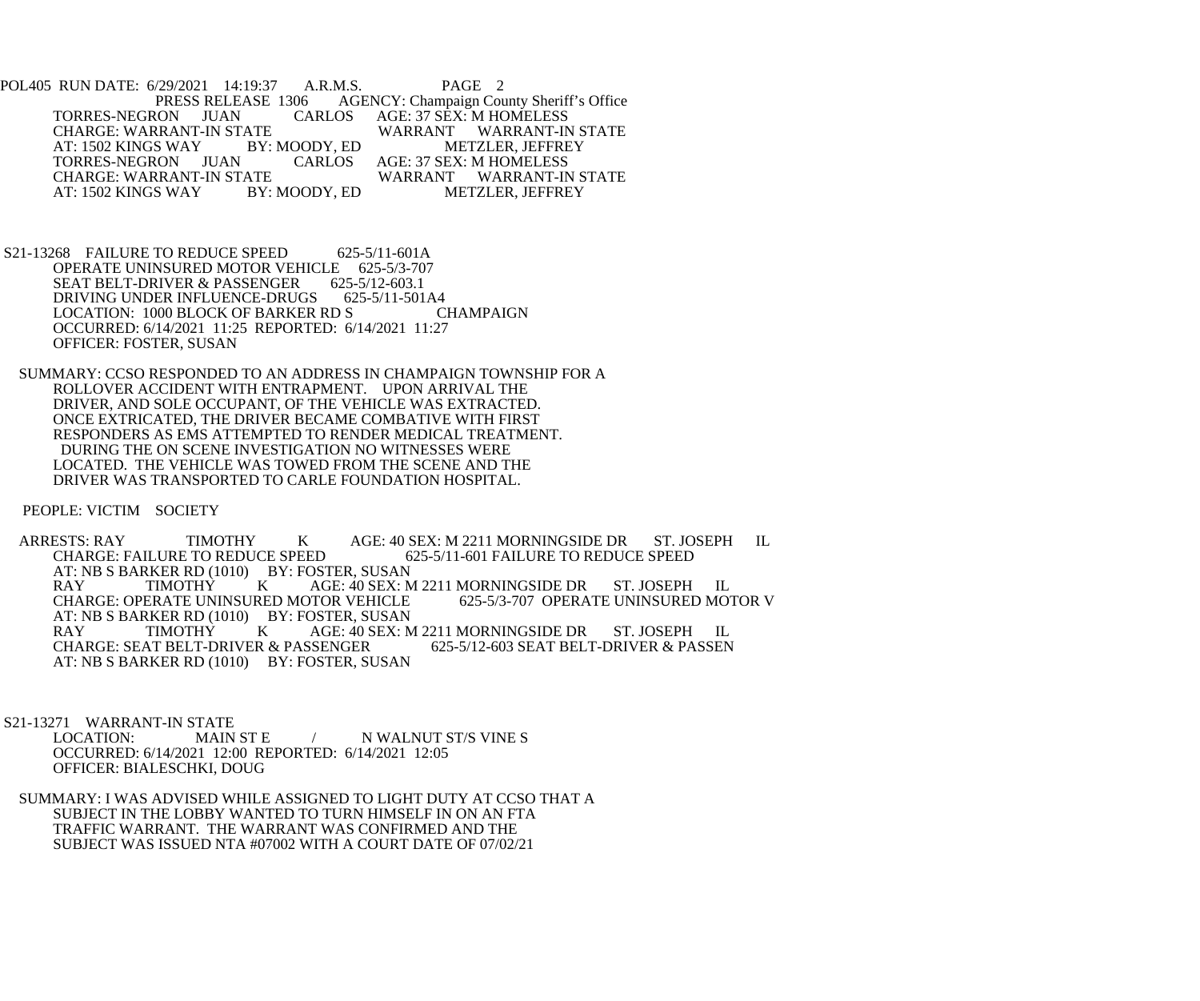TORRES-NEGRON JUAN CARLOS AGE: 37 SEX: M HOMELESS
CHARGE: WARRANT-IN STATE WARRANT WARRANT-IN STATE
AT: 1502 KINGS WAY BY: MOODY, ED METZLER, JEFFREY
TORRES-NEGRON JUAN CARLOS AGE: 37 SEX: M HOMELESS
CHARGE: WARRANT-IN STATE WARRANT WARRANT-IN STATE
AT: 1502 KINGS WAY BY: MOODY, ED METZLER, JEFFREY

S21-13268 FAILURE TO REDUCE SPEED 625-5/11-601A
OPERATE UNINSURED MOTOR VEHICLE 625-5/3-707
SEAT BELT-DRIVER & PASSENGER 625-5/12-603.1
DRIVING UNDER INFLUENCE-DRUGS 625-5/11-501A4
LOCATION: 1000 BLOCK OF BARKER RD S CHAMPAIGN
OCCURRED: 6/14/2021 11:25 REPORTED: 6/14/2021 11:27
OFFICER: FOSTER, SUSAN

SUMMARY: CCSO RESPONDED TO AN ADDRESS IN CHAMPAIGN TOWNSHIP FOR A ROLLOVER ACCIDENT WITH ENTRAPMENT. UPON ARRIVAL THE DRIVER, AND SOLE OCCUPANT, OF THE VEHICLE WAS EXTRACTED. ONCE EXTRICATED, THE DRIVER BECAME COMBATIVE WITH FIRST RESPONDERS AS EMS ATTEMPTED TO RENDER MEDICAL TREATMENT. DURING THE ON SCENE INVESTIGATION NO WITNESSES WERE LOCATED. THE VEHICLE WAS TOWED FROM THE SCENE AND THE DRIVER WAS TRANSPORTED TO CARLE FOUNDATION HOSPITAL.

PEOPLE: VICTIM SOCIETY

ARRESTS: RAY TIMOTHY K AGE: 40 SEX: M 2211 MORNINGSIDE DR ST. JOSEPH IL
CHARGE: FAILURE TO REDUCE SPEED 625-5/11-601 FAILURE TO REDUCE SPEED
AT: NB S BARKER RD (1010) BY: FOSTER, SUSAN
RAY TIMOTHY K AGE: 40 SEX: M 2211 MORNINGSIDE DR ST. JOSEPH IL
CHARGE: OPERATE UNINSURED MOTOR VEHICLE 625-5/3-707 OPERATE UNINSURED MOTOR V
AT: NB S BARKER RD (1010) BY: FOSTER, SUSAN
RAY TIMOTHY K AGE: 40 SEX: M 2211 MORNINGSIDE DR ST. JOSEPH IL
CHARGE: SEAT BELT-DRIVER & PASSENGER 625-5/12-603 SEAT BELT-DRIVER & PASSEN
AT: NB S BARKER RD (1010) BY: FOSTER, SUSAN

S21-13271 WARRANT-IN STATE
LOCATION: MAIN ST E / N WALNUT ST/S VINE S
OCCURRED: 6/14/2021 12:00 REPORTED: 6/14/2021 12:05
OFFICER: BIALESCHKI, DOUG

SUMMARY: I WAS ADVISED WHILE ASSIGNED TO LIGHT DUTY AT CCSO THAT A SUBJECT IN THE LOBBY WANTED TO TURN HIMSELF IN ON AN FTA TRAFFIC WARRANT. THE WARRANT WAS CONFIRMED AND THE SUBJECT WAS ISSUED NTA #07002 WITH A COURT DATE OF 07/02/21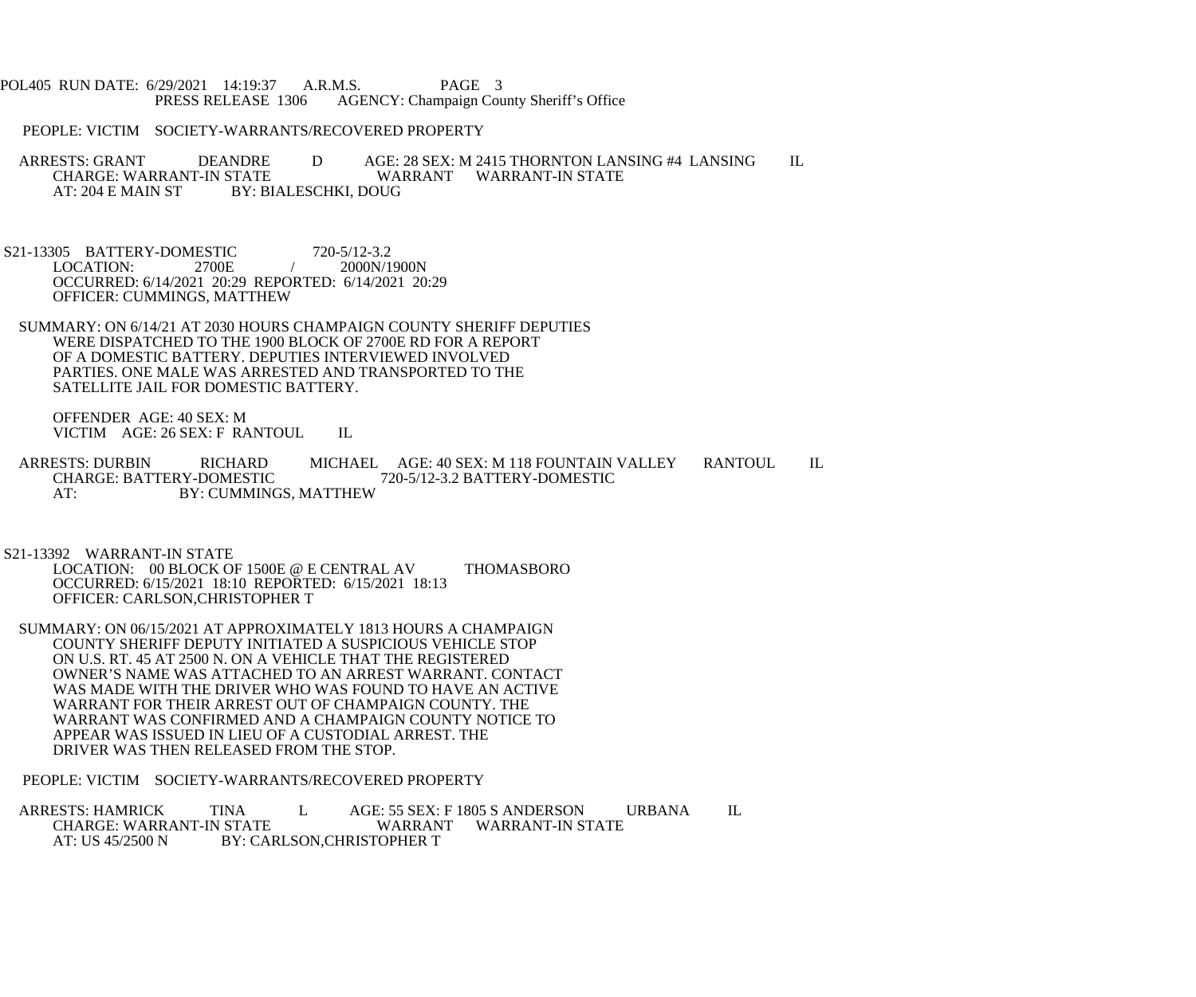PEOPLE: VICTIM SOCIETY-WARRANTS/RECOVERED PROPERTY

ARRESTS: GRANT DEANDRE D AGE: 28 SEX: M 2415 THORNTON LANSING #4 LANSING IL
CHARGE: WARRANT-IN STATE WARRANT WARRANT-IN STATE
AT: 204 E MAIN ST BY: BIALESCHKI, DOUG

S21-13305 BATTERY-DOMESTIC 720-5/12-3.2
LOCATION: 2700E / 2000N/1900N
OCCURRED: 6/14/2021 20:29 REPORTED: 6/14/2021 20:29
OFFICER: CUMMINGS, MATTHEW

SUMMARY: ON 6/14/21 AT 2030 HOURS CHAMPAIGN COUNTY SHERIFF DEPUTIES WERE DISPATCHED TO THE 1900 BLOCK OF 2700E RD FOR A REPORT OF A DOMESTIC BATTERY. DEPUTIES INTERVIEWED INVOLVED PARTIES. ONE MALE WAS ARRESTED AND TRANSPORTED TO THE SATELLITE JAIL FOR DOMESTIC BATTERY.

OFFENDER AGE: 40 SEX: M
VICTIM AGE: 26 SEX: F RANTOUL IL

ARRESTS: DURBIN RICHARD MICHAEL AGE: 40 SEX: M 118 FOUNTAIN VALLEY RANTOUL IL
CHARGE: BATTERY-DOMESTIC 720-5/12-3.2 BATTERY-DOMESTIC
AT: BY: CUMMINGS, MATTHEW

S21-13392 WARRANT-IN STATE
LOCATION: 00 BLOCK OF 1500E @ E CENTRAL AV THOMASBORO
OCCURRED: 6/15/2021 18:10 REPORTED: 6/15/2021 18:13
OFFICER: CARLSON,CHRISTOPHER T

SUMMARY: ON 06/15/2021 AT APPROXIMATELY 1813 HOURS A CHAMPAIGN COUNTY SHERIFF DEPUTY INITIATED A SUSPICIOUS VEHICLE STOP ON U.S. RT. 45 AT 2500 N. ON A VEHICLE THAT THE REGISTERED OWNER'S NAME WAS ATTACHED TO AN ARREST WARRANT. CONTACT WAS MADE WITH THE DRIVER WHO WAS FOUND TO HAVE AN ACTIVE WARRANT FOR THEIR ARREST OUT OF CHAMPAIGN COUNTY. THE WARRANT WAS CONFIRMED AND A CHAMPAIGN COUNTY NOTICE TO APPEAR WAS ISSUED IN LIEU OF A CUSTODIAL ARREST. THE DRIVER WAS THEN RELEASED FROM THE STOP.

PEOPLE: VICTIM SOCIETY-WARRANTS/RECOVERED PROPERTY

ARRESTS: HAMRICK TINA L AGE: 55 SEX: F 1805 S ANDERSON URBANA IL
CHARGE: WARRANT-IN STATE WARRANT WARRANT-IN STATE
AT: US 45/2500 N BY: CARLSON,CHRISTOPHER T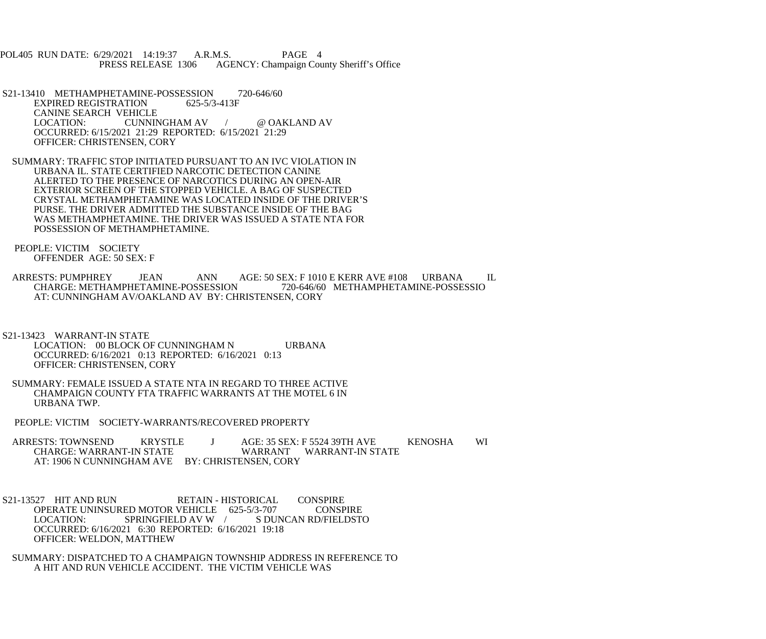S21-13410 METHAMPHETAMINE-POSSESSION 720-646/60
EXPIRED REGISTRATION 625-5/3-413F
CANINE SEARCH VEHICLE
LOCATION: CUNNINGHAM AV / @ OAKLAND AV
OCCURRED: 6/15/2021 21:29 REPORTED: 6/15/2021 21:29
OFFICER: CHRISTENSEN, CORY

SUMMARY: TRAFFIC STOP INITIATED PURSUANT TO AN IVC VIOLATION IN URBANA IL. STATE CERTIFIED NARCOTIC DETECTION CANINE ALERTED TO THE PRESENCE OF NARCOTICS DURING AN OPEN-AIR EXTERIOR SCREEN OF THE STOPPED VEHICLE. A BAG OF SUSPECTED CRYSTAL METHAMPHETAMINE WAS LOCATED INSIDE OF THE DRIVER'S PURSE. THE DRIVER ADMITTED THE SUBSTANCE INSIDE OF THE BAG WAS METHAMPHETAMINE. THE DRIVER WAS ISSUED A STATE NTA FOR POSSESSION OF METHAMPHETAMINE.

PEOPLE: VICTIM SOCIETY
OFFENDER AGE: 50 SEX: F

ARRESTS: PUMPHREY JEAN ANN AGE: 50 SEX: F 1010 E KERR AVE #108 URBANA IL
CHARGE: METHAMPHETAMINE-POSSESSION 720-646/60 METHAMPHETAMINE-POSSESSIO
AT: CUNNINGHAM AV/OAKLAND AV BY: CHRISTENSEN, CORY

S21-13423 WARRANT-IN STATE
LOCATION: 00 BLOCK OF CUNNINGHAM N URBANA
OCCURRED: 6/16/2021 0:13 REPORTED: 6/16/2021 0:13
OFFICER: CHRISTENSEN, CORY

SUMMARY: FEMALE ISSUED A STATE NTA IN REGARD TO THREE ACTIVE CHAMPAIGN COUNTY FTA TRAFFIC WARRANTS AT THE MOTEL 6 IN URBANA TWP.

PEOPLE: VICTIM SOCIETY-WARRANTS/RECOVERED PROPERTY

ARRESTS: TOWNSEND KRYSTLE J AGE: 35 SEX: F 5524 39TH AVE KENOSHA WI
CHARGE: WARRANT-IN STATE WARRANT WARRANT-IN STATE
AT: 1906 N CUNNINGHAM AVE BY: CHRISTENSEN, CORY

S21-13527 HIT AND RUN RETAIN - HISTORICAL CONSPIRE
OPERATE UNINSURED MOTOR VEHICLE 625-5/3-707 CONSPIRE
LOCATION: SPRINGFIELD AV W / S DUNCAN RD/FIELDSTO
OCCURRED: 6/16/2021 6:30 REPORTED: 6/16/2021 19:18
OFFICER: WELDON, MATTHEW

SUMMARY: DISPATCHED TO A CHAMPAIGN TOWNSHIP ADDRESS IN REFERENCE TO A HIT AND RUN VEHICLE ACCIDENT. THE VICTIM VEHICLE WAS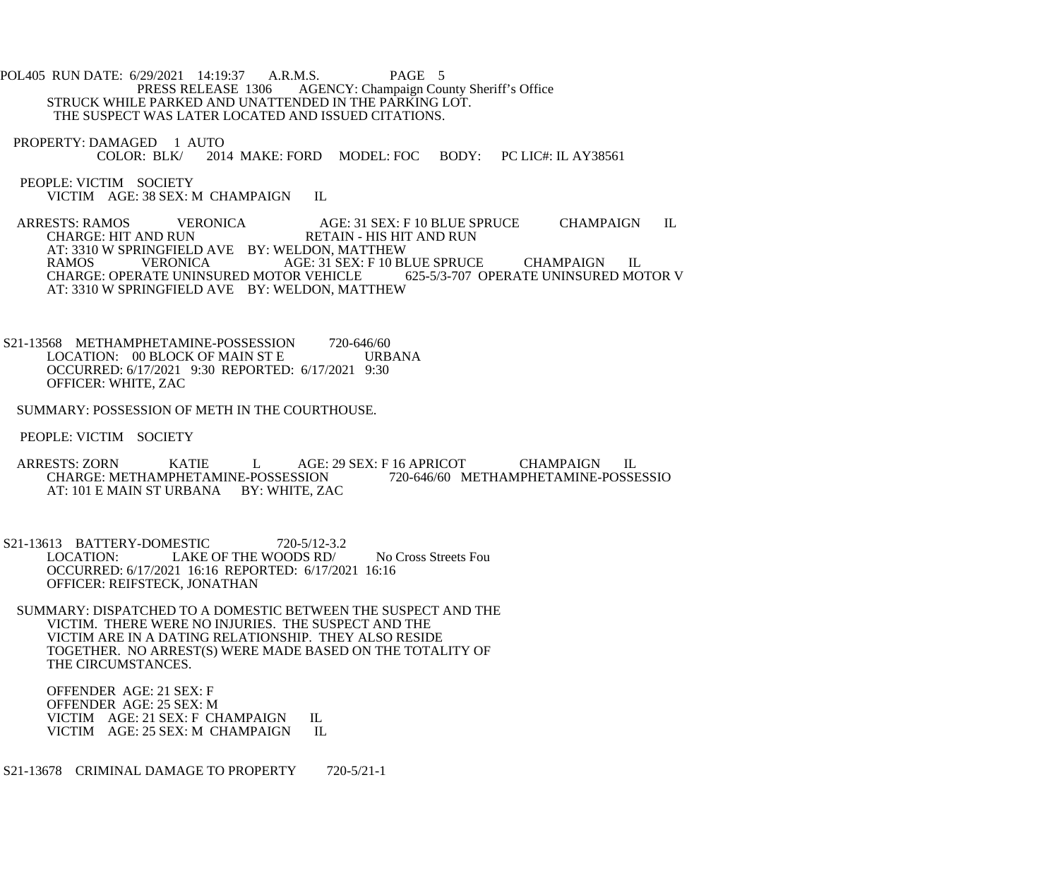STRUCK WHILE PARKED AND UNATTENDED IN THE PARKING LOT.
THE SUSPECT WAS LATER LOCATED AND ISSUED CITATIONS.

PROPERTY: DAMAGED 1 AUTO
COLOR: BLK/ 2014 MAKE: FORD MODEL: FOC BODY: PC LIC#: IL AY38561

PEOPLE: VICTIM SOCIETY
VICTIM AGE: 38 SEX: M CHAMPAIGN IL

ARRESTS: RAMOS VERONICA AGE: 31 SEX: F 10 BLUE SPRUCE CHAMPAIGN IL
CHARGE: HIT AND RUN RETAIN - HIS HIT AND RUN
AT: 3310 W SPRINGFIELD AVE BY: WELDON, MATTHEW
RAMOS VERONICA AGE: 31 SEX: F 10 BLUE SPRUCE CHAMPAIGN IL
CHARGE: OPERATE UNINSURED MOTOR VEHICLE 625-5/3-707 OPERATE UNINSURED MOTOR V
AT: 3310 W SPRINGFIELD AVE BY: WELDON, MATTHEW

S21-13568 METHAMPHETAMINE-POSSESSION 720-646/60
LOCATION: 00 BLOCK OF MAIN ST E URBANA
OCCURRED: 6/17/2021 9:30 REPORTED: 6/17/2021 9:30
OFFICER: WHITE, ZAC

SUMMARY: POSSESSION OF METH IN THE COURTHOUSE.

PEOPLE: VICTIM SOCIETY

ARRESTS: ZORN KATIE L AGE: 29 SEX: F 16 APRICOT CHAMPAIGN IL
CHARGE: METHAMPHETAMINE-POSSESSION 720-646/60 METHAMPHETAMINE-POSSESSIO
AT: 101 E MAIN ST URBANA BY: WHITE, ZAC

S21-13613 BATTERY-DOMESTIC 720-5/12-3.2
LOCATION: LAKE OF THE WOODS RD/ No Cross Streets Fou
OCCURRED: 6/17/2021 16:16 REPORTED: 6/17/2021 16:16
OFFICER: REIFSTECK, JONATHAN

SUMMARY: DISPATCHED TO A DOMESTIC BETWEEN THE SUSPECT AND THE
VICTIM. THERE WERE NO INJURIES. THE SUSPECT AND THE
VICTIM ARE IN A DATING RELATIONSHIP. THEY ALSO RESIDE
TOGETHER. NO ARREST(S) WERE MADE BASED ON THE TOTALITY OF
THE CIRCUMSTANCES.

OFFENDER AGE: 21 SEX: F
OFFENDER AGE: 25 SEX: M
VICTIM AGE: 21 SEX: F CHAMPAIGN IL
VICTIM AGE: 25 SEX: M CHAMPAIGN IL

S21-13678 CRIMINAL DAMAGE TO PROPERTY 720-5/21-1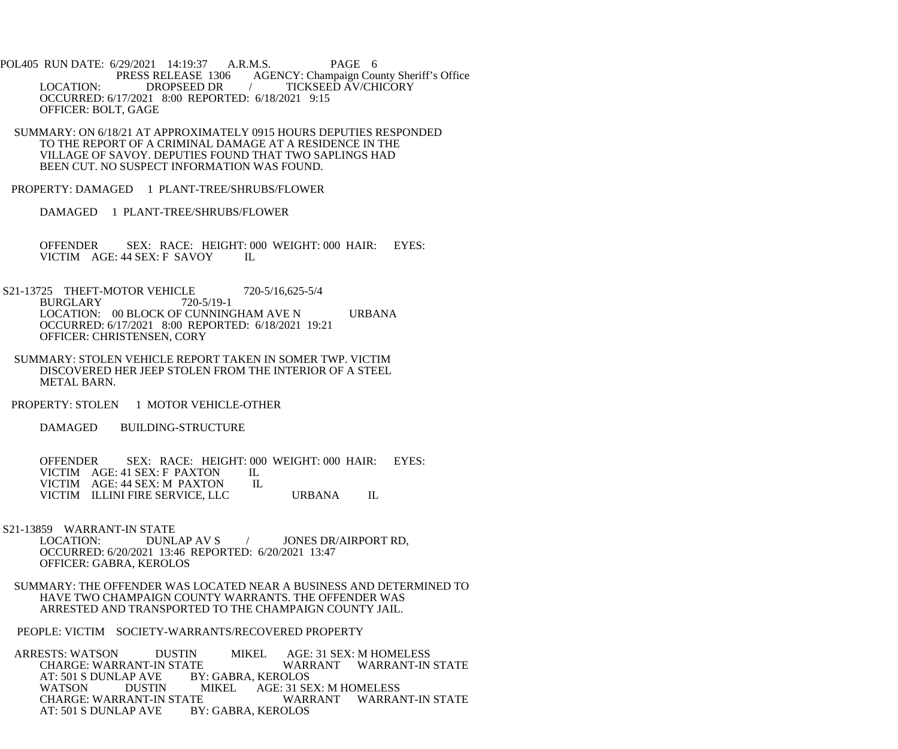PRESS RELEASE 1306 AGENCY: Champaign County Sheriff's Office

LOCATION: DROPSEED DR / TICKSEED AV/CHICORY
OCCURRED: 6/17/2021 8:00 REPORTED: 6/18/2021 9:15
OFFICER: BOLT, GAGE

SUMMARY: ON 6/18/21 AT APPROXIMATELY 0915 HOURS DEPUTIES RESPONDED TO THE REPORT OF A CRIMINAL DAMAGE AT A RESIDENCE IN THE VILLAGE OF SAVOY. DEPUTIES FOUND THAT TWO SAPLINGS HAD BEEN CUT. NO SUSPECT INFORMATION WAS FOUND.

PROPERTY: DAMAGED 1 PLANT-TREE/SHRUBS/FLOWER

DAMAGED 1 PLANT-TREE/SHRUBS/FLOWER

OFFENDER SEX: RACE: HEIGHT: 000 WEIGHT: 000 HAIR: EYES:
VICTIM AGE: 44 SEX: F SAVOY IL

S21-13725 THEFT-MOTOR VEHICLE 720-5/16,625-5/4
BURGLARY 720-5/19-1
LOCATION: 00 BLOCK OF CUNNINGHAM AVE N URBANA
OCCURRED: 6/17/2021 8:00 REPORTED: 6/18/2021 19:21
OFFICER: CHRISTENSEN, CORY

SUMMARY: STOLEN VEHICLE REPORT TAKEN IN SOMER TWP. VICTIM DISCOVERED HER JEEP STOLEN FROM THE INTERIOR OF A STEEL METAL BARN.

PROPERTY: STOLEN 1 MOTOR VEHICLE-OTHER

DAMAGED BUILDING-STRUCTURE

OFFENDER SEX: RACE: HEIGHT: 000 WEIGHT: 000 HAIR: EYES:
VICTIM AGE: 41 SEX: F PAXTON IL
VICTIM AGE: 44 SEX: M PAXTON IL
VICTIM ILLINI FIRE SERVICE, LLC URBANA IL

S21-13859 WARRANT-IN STATE
LOCATION: DUNLAP AV S / JONES DR/AIRPORT RD,
OCCURRED: 6/20/2021 13:46 REPORTED: 6/20/2021 13:47
OFFICER: GABRA, KEROLOS

SUMMARY: THE OFFENDER WAS LOCATED NEAR A BUSINESS AND DETERMINED TO HAVE TWO CHAMPAIGN COUNTY WARRANTS. THE OFFENDER WAS ARRESTED AND TRANSPORTED TO THE CHAMPAIGN COUNTY JAIL.

PEOPLE: VICTIM SOCIETY-WARRANTS/RECOVERED PROPERTY

ARRESTS: WATSON DUSTIN MIKEL AGE: 31 SEX: M HOMELESS
CHARGE: WARRANT-IN STATE WARRANT WARRANT-IN STATE
AT: 501 S DUNLAP AVE BY: GABRA, KEROLOS
WATSON DUSTIN MIKEL AGE: 31 SEX: M HOMELESS
CHARGE: WARRANT-IN STATE WARRANT WARRANT-IN STATE
AT: 501 S DUNLAP AVE BY: GABRA, KEROLOS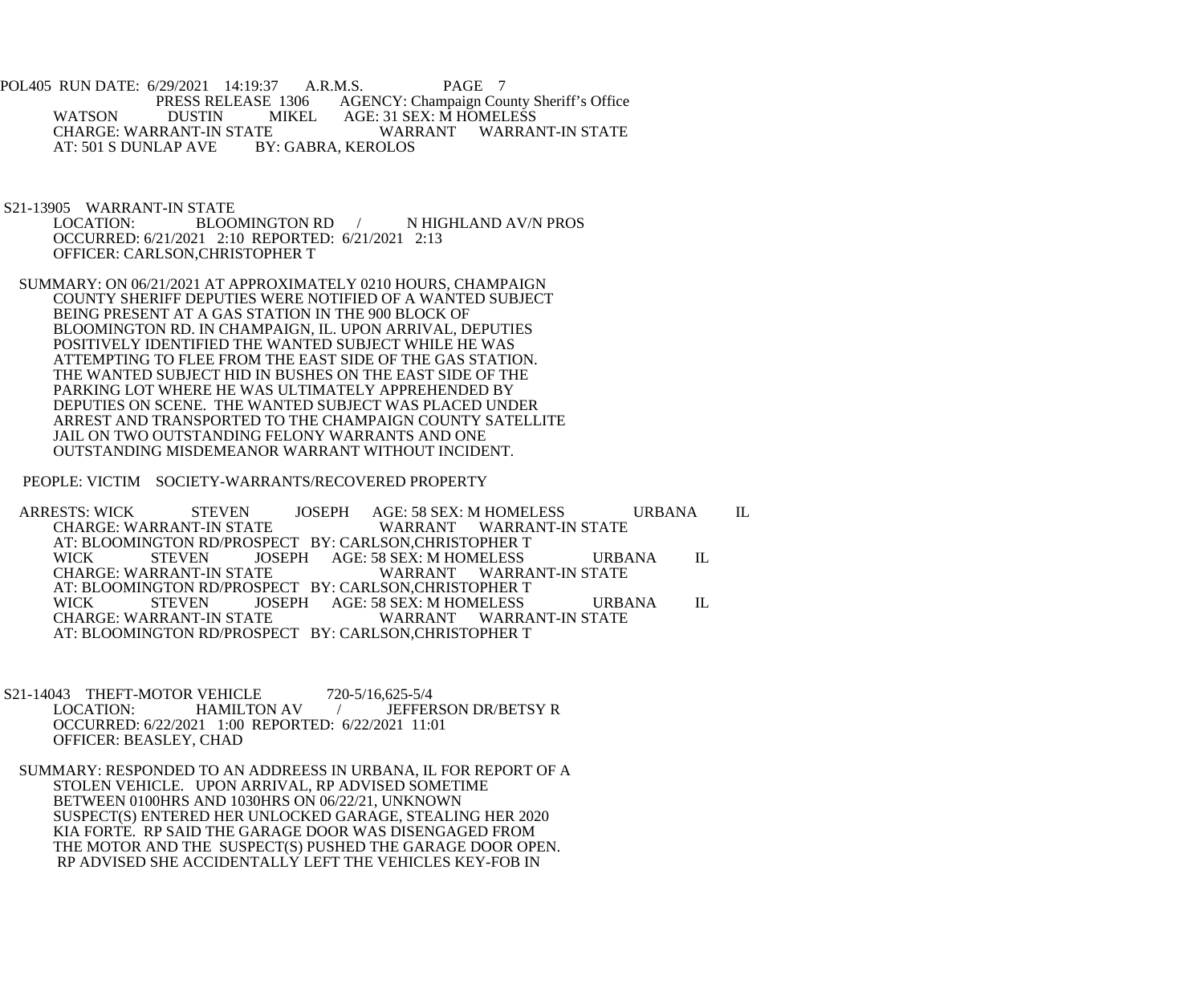WATSON DUSTIN MIKEL AGE: 31 SEX: M HOMELESS
CHARGE: WARRANT-IN STATE WARRANT WARRANT-IN STATE
AT: 501 S DUNLAP AVE BY: GABRA, KEROLOS

S21-13905 WARRANT-IN STATE
LOCATION: BLOOMINGTON RD / N HIGHLAND AV/N PROS
OCCURRED: 6/21/2021 2:10 REPORTED: 6/21/2021 2:13
OFFICER: CARLSON,CHRISTOPHER T

SUMMARY: ON 06/21/2021 AT APPROXIMATELY 0210 HOURS, CHAMPAIGN COUNTY SHERIFF DEPUTIES WERE NOTIFIED OF A WANTED SUBJECT BEING PRESENT AT A GAS STATION IN THE 900 BLOCK OF BLOOMINGTON RD. IN CHAMPAIGN, IL. UPON ARRIVAL, DEPUTIES POSITIVELY IDENTIFIED THE WANTED SUBJECT WHILE HE WAS ATTEMPTING TO FLEE FROM THE EAST SIDE OF THE GAS STATION. THE WANTED SUBJECT HID IN BUSHES ON THE EAST SIDE OF THE PARKING LOT WHERE HE WAS ULTIMATELY APPREHENDED BY DEPUTIES ON SCENE. THE WANTED SUBJECT WAS PLACED UNDER ARREST AND TRANSPORTED TO THE CHAMPAIGN COUNTY SATELLITE JAIL ON TWO OUTSTANDING FELONY WARRANTS AND ONE OUTSTANDING MISDEMEANOR WARRANT WITHOUT INCIDENT.

PEOPLE: VICTIM SOCIETY-WARRANTS/RECOVERED PROPERTY

ARRESTS: WICK STEVEN JOSEPH AGE: 58 SEX: M HOMELESS URBANA IL
CHARGE: WARRANT-IN STATE WARRANT WARRANT-IN STATE
AT: BLOOMINGTON RD/PROSPECT BY: CARLSON,CHRISTOPHER T
WICK STEVEN JOSEPH AGE: 58 SEX: M HOMELESS URBANA IL
CHARGE: WARRANT-IN STATE WARRANT WARRANT-IN STATE
AT: BLOOMINGTON RD/PROSPECT BY: CARLSON,CHRISTOPHER T
WICK STEVEN JOSEPH AGE: 58 SEX: M HOMELESS URBANA IL
CHARGE: WARRANT-IN STATE WARRANT WARRANT-IN STATE
AT: BLOOMINGTON RD/PROSPECT BY: CARLSON,CHRISTOPHER T

S21-14043 THEFT-MOTOR VEHICLE 720-5/16,625-5/4
LOCATION: HAMILTON AV / JEFFERSON DR/BETSY R
OCCURRED: 6/22/2021 1:00 REPORTED: 6/22/2021 11:01
OFFICER: BEASLEY, CHAD

SUMMARY: RESPONDED TO AN ADDREESS IN URBANA, IL FOR REPORT OF A STOLEN VEHICLE. UPON ARRIVAL, RP ADVISED SOMETIME BETWEEN 0100HRS AND 1030HRS ON 06/22/21, UNKNOWN SUSPECT(S) ENTERED HER UNLOCKED GARAGE, STEALING HER 2020 KIA FORTE. RP SAID THE GARAGE DOOR WAS DISENGAGED FROM THE MOTOR AND THE SUSPECT(S) PUSHED THE GARAGE DOOR OPEN. RP ADVISED SHE ACCIDENTALLY LEFT THE VEHICLES KEY-FOB IN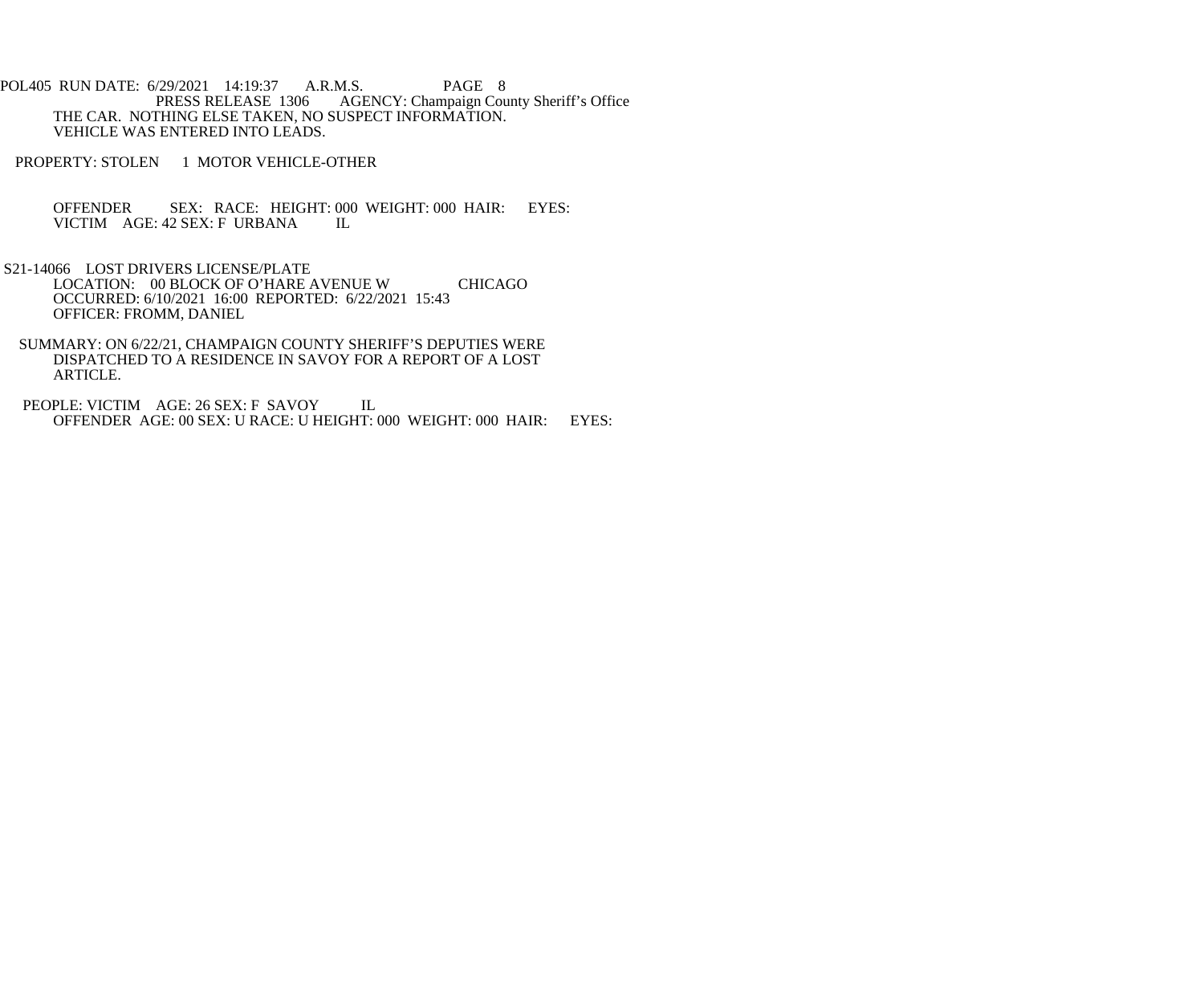THE CAR. NOTHING ELSE TAKEN, NO SUSPECT INFORMATION.
VEHICLE WAS ENTERED INTO LEADS.

PROPERTY: STOLEN 1 MOTOR VEHICLE-OTHER

OFFENDER SEX: RACE: HEIGHT: 000 WEIGHT: 000 HAIR: EYES:
VICTIM AGE: 42 SEX: F URBANA IL

S21-14066 LOST DRIVERS LICENSE/PLATE
LOCATION: 00 BLOCK OF O'HARE AVENUE W CHICAGO
OCCURRED: 6/10/2021 16:00 REPORTED: 6/22/2021 15:43
OFFICER: FROMM, DANIEL

SUMMARY: ON 6/22/21, CHAMPAIGN COUNTY SHERIFF'S DEPUTIES WERE
DISPATCHED TO A RESIDENCE IN SAVOY FOR A REPORT OF A LOST
ARTICLE.

PEOPLE: VICTIM AGE: 26 SEX: F SAVOY IL
OFFENDER AGE: 00 SEX: U RACE: U HEIGHT: 000 WEIGHT: 000 HAIR: EYES: